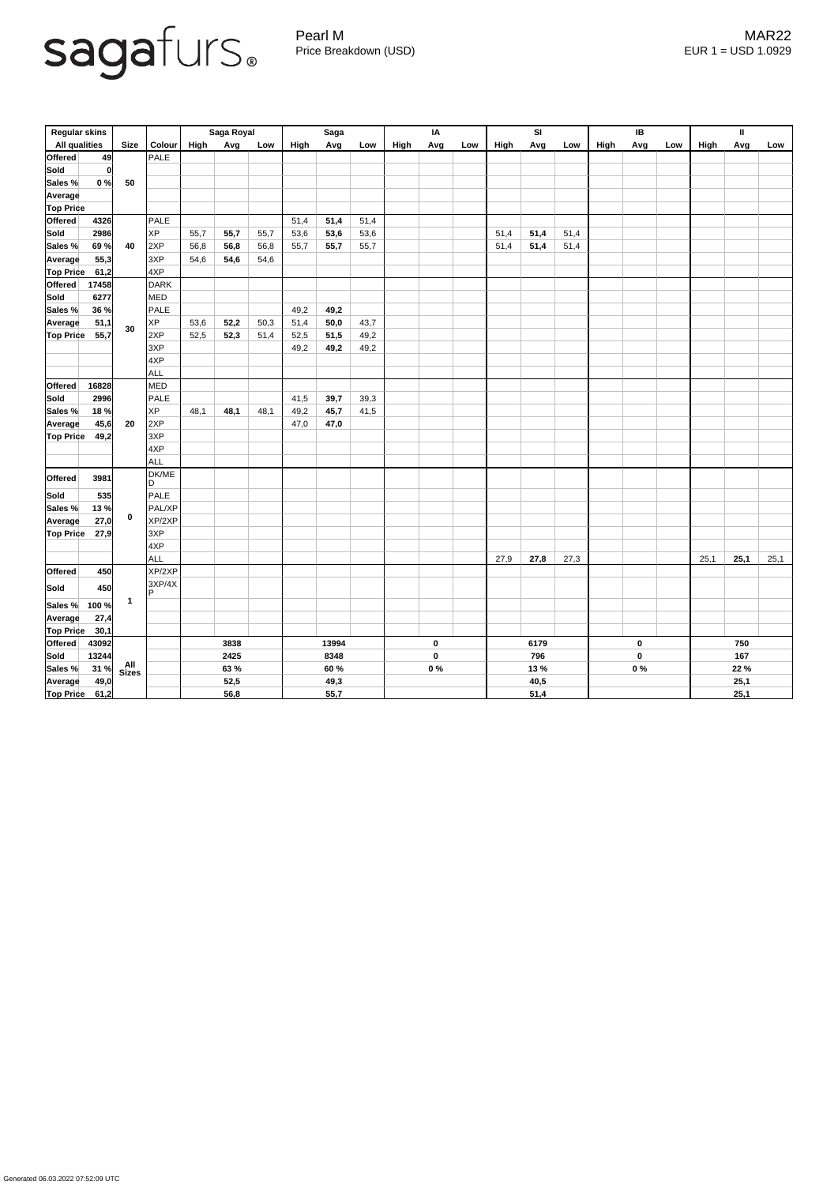sagafurs®

Pearl M
Price Breakdown (USD)

MAR22
EUR 1 = USD 1.0929

| Regular skins | | | | Saga Royal | | | Saga | | | IA | | | SI | | | IB | | | II | | |
|---|---|---|---|---|---|---|---|---|---|---|---|---|---|---|---|---|---|---|---|---|---|
| All qualities | | Size | Colour | High | Avg | Low | High | Avg | Low | High | Avg | Low | High | Avg | Low | High | Avg | Low | High | Avg | Low |
| Offered | 49 | 50 | PALE | | | | | | | | | | | | | | | | | | |
| Sold | 0 | | | | | | | | | | | | | | | | | | | | |
| Sales % | 0 % | | | | | | | | | | | | | | | | | | | | |
| Average | | | | | | | | | | | | | | | | | | | | | |
| Top Price | | | | | | | | | | | | | | | | | | | | | |
| Offered | 4326 | 40 | PALE | | | | 51,4 | **51,4** | 51,4 | | | | | | | | | | | | |
| Sold | 2986 | | XP | 55,7 | **55,7** | 55,7 | 53,6 | **53,6** | 53,6 | | | | 51,4 | **51,4** | 51,4 | | | | | | |
| Sales % | 69 % | | 2XP | 56,8 | **56,8** | 56,8 | 55,7 | **55,7** | 55,7 | | | | 51,4 | **51,4** | 51,4 | | | | | | |
| Average | 55,3 | | 3XP | 54,6 | **54,6** | 54,6 | | | | | | | | | | | | | | | |
| Top Price | 61,2 | | 4XP | | | | | | | | | | | | | | | | | | |
| Offered | 17458 | 30 | DARK | | | | | | | | | | | | | | | | | | |
| Sold | 6277 | | MED | | | | | | | | | | | | | | | | | | |
| Sales % | 36 % | | PALE | | | | 49,2 | **49,2** | | | | | | | | | | | | | |
| Average | 51,1 | | XP | 53,6 | **52,2** | 50,3 | 51,4 | **50,0** | 43,7 | | | | | | | | | | | | |
| Top Price | 55,7 | | 2XP | 52,5 | **52,3** | 51,4 | 52,5 | **51,5** | 49,2 | | | | | | | | | | | | |
| | | | 3XP | | | | 49,2 | **49,2** | 49,2 | | | | | | | | | | | | |
| | | | 4XP | | | | | | | | | | | | | | | | | | |
| | | | ALL | | | | | | | | | | | | | | | | | | |
| Offered | 16828 | 20 | MED | | | | | | | | | | | | | | | | | | |
| Sold | 2996 | | PALE | | | | 41,5 | **39,7** | 39,3 | | | | | | | | | | | | |
| Sales % | 18 % | | XP | 48,1 | **48,1** | 48,1 | 49,2 | **45,7** | 41,5 | | | | | | | | | | | | |
| Average | 45,6 | | 2XP | | | | 47,0 | **47,0** | | | | | | | | | | | | | |
| Top Price | 49,2 | | 3XP | | | | | | | | | | | | | | | | | | |
| | | | 4XP | | | | | | | | | | | | | | | | | | |
| | | | ALL | | | | | | | | | | | | | | | | | | |
| Offered | 3981 | 0 | DK/MED | | | | | | | | | | | | | | | | | | |
| Sold | 535 | | PALE | | | | | | | | | | | | | | | | | | |
| Sales % | 13 % | | PAL/XP | | | | | | | | | | | | | | | | | | |
| Average | 27,0 | | XP/2XP | | | | | | | | | | | | | | | | | | |
| Top Price | 27,9 | | 3XP | | | | | | | | | | | | | | | | | | |
| | | | 4XP | | | | | | | | | | | | | | | | | | |
| | | | ALL | | | | | | | | | | 27,9 | **27,8** | 27,3 | | | | 25,1 | **25,1** | 25,1 |
| Offered | 450 | 1 | XP/2XP | | | | | | | | | | | | | | | | | | |
| Sold | 450 | | 3XP/4XP | | | | | | | | | | | | | | | | | | |
| Sales % | 100 % | | | | | | | | | | | | | | | | | | | | |
| Average | 27,4 | | | | | | | | | | | | | | | | | | | | |
| Top Price | 30,1 | | | | | | | | | | | | | | | | | | | | |
| Offered | 43092 | All Sizes | | | **3838** | | | **13994** | | | **0** | | | **6179** | | | **0** | | | **750** | |
| Sold | 13244 | | | | **2425** | | | **8348** | | | **0** | | | **796** | | | **0** | | | **167** | |
| Sales % | 31 % | | | | **63 %** | | | **60 %** | | | **0 %** | | | **13 %** | | | **0 %** | | | **22 %** | |
| Average | 49,0 | | | | **52,5** | | | **49,3** | | | | | | **40,5** | | | | | | **25,1** | |
| Top Price | 61,2 | | | | **56,8** | | | **55,7** | | | | | | **51,4** | | | | | | **25,1** | |

Generated 06.03.2022 07:52:09 UTC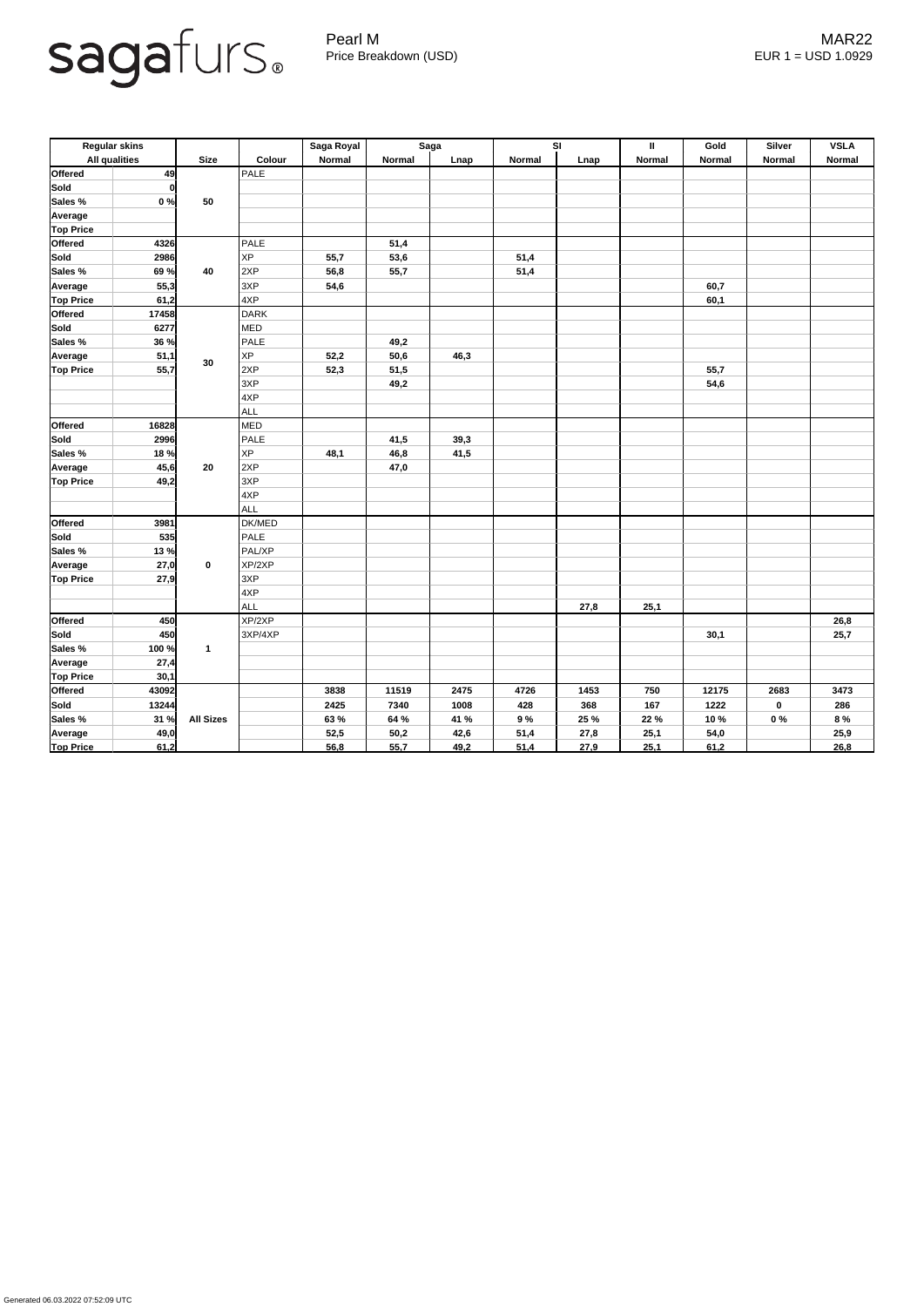sagafurs

Pearl M
Price Breakdown (USD)

MAR22
EUR 1 = USD 1.0929

| Regular skins | | | | Saga Royal | Saga | | Sl | | ll | Gold | Silver | VSLA |
|---|---|---|---|---|---|---|---|---|---|---|---|---|
| All qualities | | Size | Colour | Normal | Normal | Lnap | Normal | Lnap | Normal | Normal | Normal | Normal |
| Offered | 49 | 50 | PALE | | | | | | | | | |
| Sold | 0 | | | | | | | | | | | |
| Sales % | 0 % | | | | | | | | | | | |
| Average | | | | | | | | | | | | |
| Top Price | | | | | | | | | | | | |
| Offered | 4326 | 40 | PALE | | 51,4 | | | | | | | |
| Sold | 2986 | | XP | 55,7 | 53,6 | | 51,4 | | | | | |
| Sales % | 69 % | | 2XP | 56,8 | 55,7 | | 51,4 | | | | | |
| Average | 55,3 | | 3XP | 54,6 | | | | | | 60,7 | | |
| Top Price | 61,2 | | 4XP | | | | | | | 60,1 | | |
| Offered | 17458 | 30 | DARK | | | | | | | | | |
| Sold | 6277 | | MED | | | | | | | | | |
| Sales % | 36 % | | PALE | | 49,2 | | | | | | | |
| Average | 51,1 | | XP | 52,2 | 50,6 | 46,3 | | | | | | |
| Top Price | 55,7 | | 2XP | 52,3 | 51,5 | | | | | 55,7 | | |
| | | | 3XP | | 49,2 | | | | | 54,6 | | |
| | | | 4XP | | | | | | | | | |
| | | | ALL | | | | | | | | | |
| Offered | 16828 | 20 | MED | | | | | | | | | |
| Sold | 2996 | | PALE | | 41,5 | 39,3 | | | | | | |
| Sales % | 18 % | | XP | 48,1 | 46,8 | 41,5 | | | | | | |
| Average | 45,6 | | 2XP | | 47,0 | | | | | | | |
| Top Price | 49,2 | | 3XP | | | | | | | | | |
| | | | 4XP | | | | | | | | | |
| | | | ALL | | | | | | | | | |
| Offered | 3981 | 0 | DK/MED | | | | | | | | | |
| Sold | 535 | | PALE | | | | | | | | | |
| Sales % | 13 % | | PAL/XP | | | | | | | | | |
| Average | 27,0 | | XP/2XP | | | | | | | | | |
| Top Price | 27,9 | | 3XP | | | | | | | | | |
| | | | 4XP | | | | | | | | | |
| | | | ALL | | | | | 27,8 | 25,1 | | | |
| Offered | 450 | 1 | XP/2XP | | | | | | | | | 26,8 |
| Sold | 450 | | 3XP/4XP | | | | | | | 30,1 | | 25,7 |
| Sales % | 100 % | | | | | | | | | | | |
| Average | 27,4 | | | | | | | | | | | |
| Top Price | 30,1 | | | | | | | | | | | |
| Offered | 43092 | All Sizes | | 3838 | 11519 | 2475 | 4726 | 1453 | 750 | 12175 | 2683 | 3473 |
| Sold | 13244 | | | 2425 | 7340 | 1008 | 428 | 368 | 167 | 1222 | 0 | 286 |
| Sales % | 31 % | | | 63 % | 64 % | 41 % | 9 % | 25 % | 22 % | 10 % | 0 % | 8 % |
| Average | 49,0 | | | 52,5 | 50,2 | 42,6 | 51,4 | 27,8 | 25,1 | 54,0 | | 25,9 |
| Top Price | 61,2 | | | 56,8 | 55,7 | 49,2 | 51,4 | 27,9 | 25,1 | 61,2 | | 26,8 |

Generated 06.03.2022 07:52:09 UTC